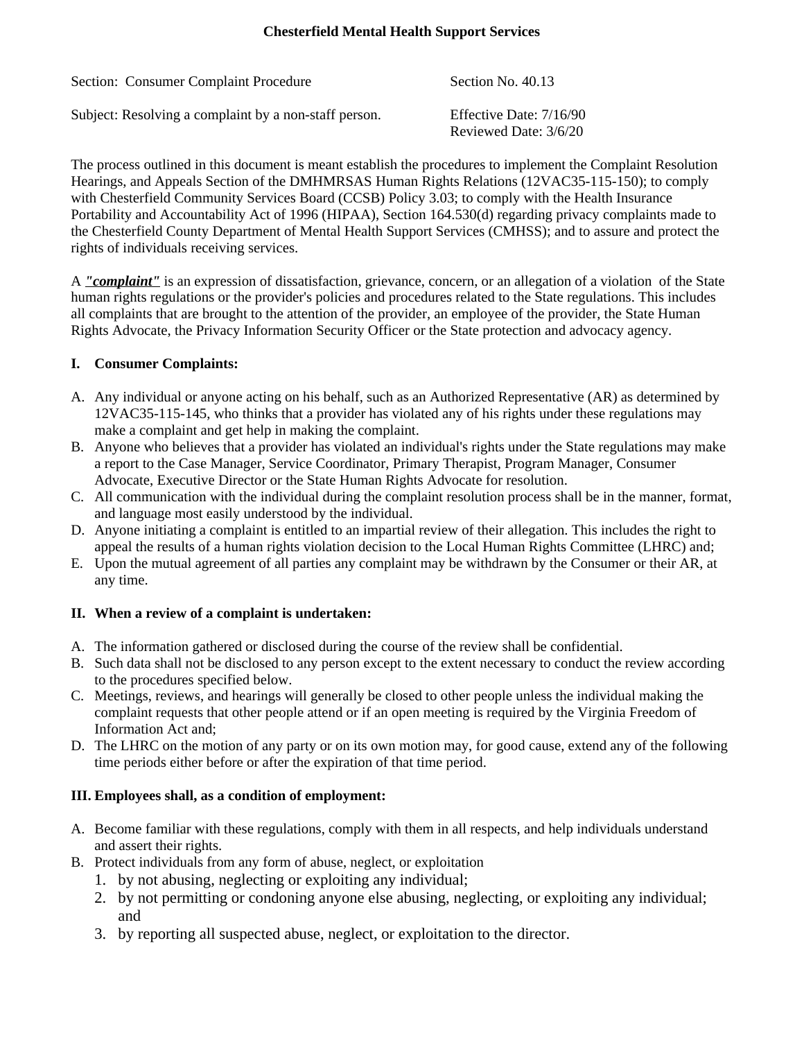**Chesterfield Mental Health Support Services**

| | |
|---|---|
| Section: Consumer Complaint Procedure | Section No. 40.13 |
| Subject: Resolving a complaint by a non-staff person. | Effective Date: 7/16/90<br>Reviewed Date: 3/6/20 |

The process outlined in this document is meant establish the procedures to implement the Complaint Resolution Hearings, and Appeals Section of the DMHMRSAS Human Rights Relations (12VAC35-115-150); to comply with Chesterfield Community Services Board (CCSB) Policy 3.03; to comply with the Health Insurance Portability and Accountability Act of 1996 (HIPAA), Section 164.530(d) regarding privacy complaints made to the Chesterfield County Department of Mental Health Support Services (CMHSS); and to assure and protect the rights of individuals receiving services.

A ***"complaint"*** is an expression of dissatisfaction, grievance, concern, or an allegation of a violation of the State human rights regulations or the provider's policies and procedures related to the State regulations. This includes all complaints that are brought to the attention of the provider, an employee of the provider, the State Human Rights Advocate, the Privacy Information Security Officer or the State protection and advocacy agency.

## I. Consumer Complaints:

A. Any individual or anyone acting on his behalf, such as an Authorized Representative (AR) as determined by 12VAC35-115-145, who thinks that a provider has violated any of his rights under these regulations may make a complaint and get help in making the complaint.
B. Anyone who believes that a provider has violated an individual's rights under the State regulations may make a report to the Case Manager, Service Coordinator, Primary Therapist, Program Manager, Consumer Advocate, Executive Director or the State Human Rights Advocate for resolution.
C. All communication with the individual during the complaint resolution process shall be in the manner, format, and language most easily understood by the individual.
D. Anyone initiating a complaint is entitled to an impartial review of their allegation. This includes the right to appeal the results of a human rights violation decision to the Local Human Rights Committee (LHRC) and;
E. Upon the mutual agreement of all parties any complaint may be withdrawn by the Consumer or their AR, at any time.

## II. When a review of a complaint is undertaken:

A. The information gathered or disclosed during the course of the review shall be confidential.
B. Such data shall not be disclosed to any person except to the extent necessary to conduct the review according to the procedures specified below.
C. Meetings, reviews, and hearings will generally be closed to other people unless the individual making the complaint requests that other people attend or if an open meeting is required by the Virginia Freedom of Information Act and;
D. The LHRC on the motion of any party or on its own motion may, for good cause, extend any of the following time periods either before or after the expiration of that time period.

## III. Employees shall, as a condition of employment:

A. Become familiar with these regulations, comply with them in all respects, and help individuals understand and assert their rights.
B. Protect individuals from any form of abuse, neglect, or exploitation
   1. by not abusing, neglecting or exploiting any individual;
   2. by not permitting or condoning anyone else abusing, neglecting, or exploiting any individual; and
   3. by reporting all suspected abuse, neglect, or exploitation to the director.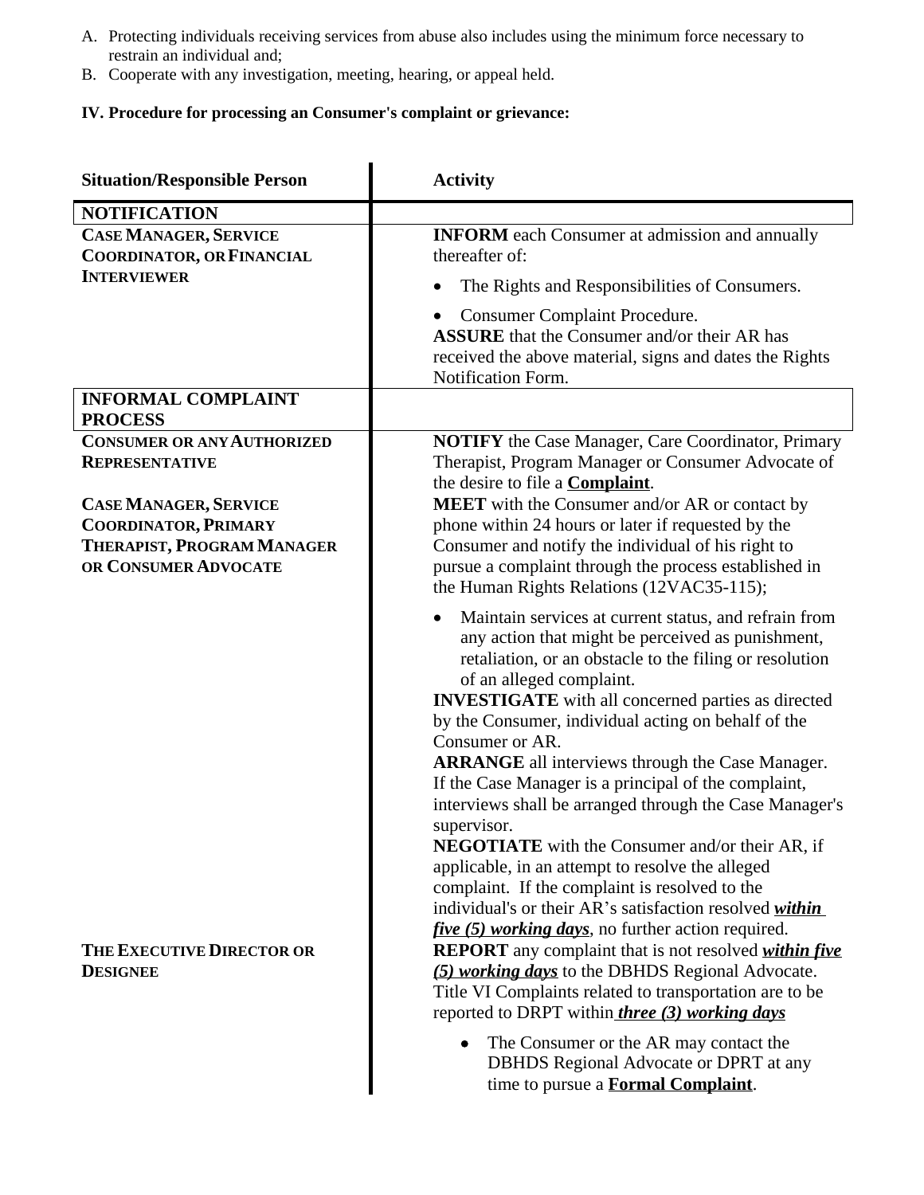A. Protecting individuals receiving services from abuse also includes using the minimum force necessary to restrain an individual and;
B. Cooperate with any investigation, meeting, hearing, or appeal held.

**IV. Procedure for processing an Consumer's complaint or grievance:**

| **Situation/Responsible Person** | **Activity** |
|---|---|
| **NOTIFICATION** | |
| **CASE MANAGER, SERVICE COORDINATOR, OR FINANCIAL INTERVIEWER** | **INFORM** each Consumer at admission and annually thereafter of: <br>• The Rights and Responsibilities of Consumers. <br>• Consumer Complaint Procedure. <br>**ASSURE** that the Consumer and/or their AR has received the above material, signs and dates the Rights Notification Form. |
| **INFORMAL COMPLAINT PROCESS** | |
| **CONSUMER OR ANY AUTHORIZED REPRESENTATIVE** | **NOTIFY** the Case Manager, Care Coordinator, Primary Therapist, Program Manager or Consumer Advocate of the desire to file a **<u>Complaint</u>**. |
| **CASE MANAGER, SERVICE COORDINATOR, PRIMARY THERAPIST, PROGRAM MANAGER OR CONSUMER ADVOCATE** | **MEET** with the Consumer and/or AR or contact by phone within 24 hours or later if requested by the Consumer and notify the individual of his right to pursue a complaint through the process established in the Human Rights Relations (12VAC35-115); <br>• Maintain services at current status, and refrain from any action that might be perceived as punishment, retaliation, or an obstacle to the filing or resolution of an alleged complaint. <br>**INVESTIGATE** with all concerned parties as directed by the Consumer, individual acting on behalf of the Consumer or AR. <br>**ARRANGE** all interviews through the Case Manager. If the Case Manager is a principal of the complaint, interviews shall be arranged through the Case Manager's supervisor. <br>**NEGOTIATE** with the Consumer and/or their AR, if applicable, in an attempt to resolve the alleged complaint. If the complaint is resolved to the individual's or their AR's satisfaction resolved ***<u>within five (5) working days</u>***, no further action required. |
| **THE EXECUTIVE DIRECTOR OR DESIGNEE** | **REPORT** any complaint that is not resolved ***<u>within five (5) working days</u>*** to the DBHDS Regional Advocate. Title VI Complaints related to transportation are to be reported to DRPT within ***<u>three (3) working days</u>*** <br>• The Consumer or the AR may contact the DBHDS Regional Advocate or DPRT at any time to pursue a **<u>Formal Complaint</u>**. |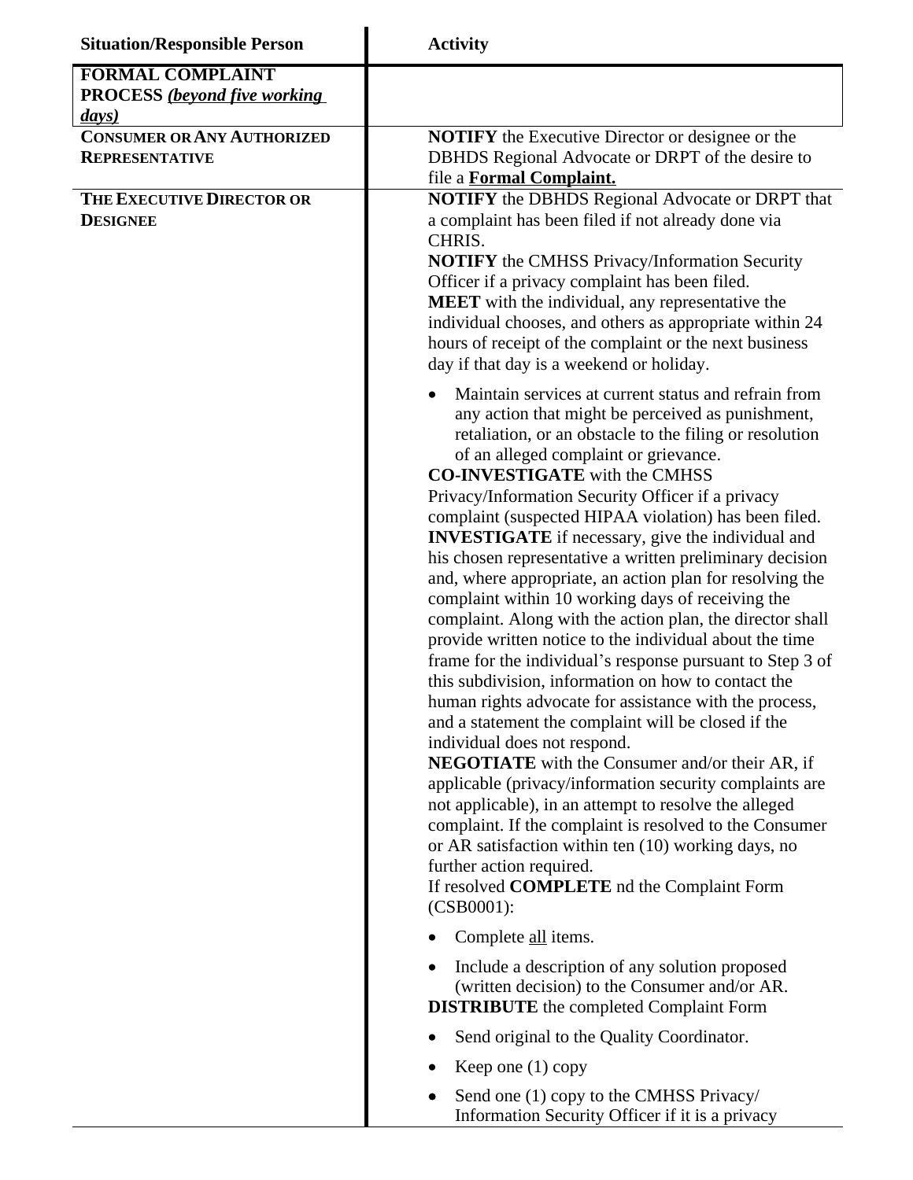| Situation/Responsible Person | Activity |
|---|---|
| **FORMAL COMPLAINT PROCESS** ***<u>(beyond five working days)</u>*** | |
| **CONSUMER OR ANY AUTHORIZED REPRESENTATIVE** | **NOTIFY** the Executive Director or designee or the DBHDS Regional Advocate or DRPT of the desire to file a **<u>Formal Complaint.</u>** |
| **THE EXECUTIVE DIRECTOR OR DESIGNEE** | **NOTIFY** the DBHDS Regional Advocate or DRPT that a complaint has been filed if not already done via CHRIS.<br>**NOTIFY** the CMHSS Privacy/Information Security Officer if a privacy complaint has been filed.<br>**MEET** with the individual, any representative the individual chooses, and others as appropriate within 24 hours of receipt of the complaint or the next business day if that day is a weekend or holiday.<br>• Maintain services at current status and refrain from any action that might be perceived as punishment, retaliation, or an obstacle to the filing or resolution of an alleged complaint or grievance.<br>**CO-INVESTIGATE** with the CMHSS Privacy/Information Security Officer if a privacy complaint (suspected HIPAA violation) has been filed.<br>**INVESTIGATE** if necessary, give the individual and his chosen representative a written preliminary decision and, where appropriate, an action plan for resolving the complaint within 10 working days of receiving the complaint. Along with the action plan, the director shall provide written notice to the individual about the time frame for the individual's response pursuant to Step 3 of this subdivision, information on how to contact the human rights advocate for assistance with the process, and a statement the complaint will be closed if the individual does not respond.<br>**NEGOTIATE** with the Consumer and/or their AR, if applicable (privacy/information security complaints are not applicable), in an attempt to resolve the alleged complaint. If the complaint is resolved to the Consumer or AR satisfaction within ten (10) working days, no further action required.<br>If resolved **COMPLETE** nd the Complaint Form (CSB0001):<br>• Complete <u>all</u> items.<br>• Include a description of any solution proposed (written decision) to the Consumer and/or AR.<br>**DISTRIBUTE** the completed Complaint Form<br>• Send original to the Quality Coordinator.<br>• Keep one (1) copy<br>• Send one (1) copy to the CMHSS Privacy/ Information Security Officer if it is a privacy |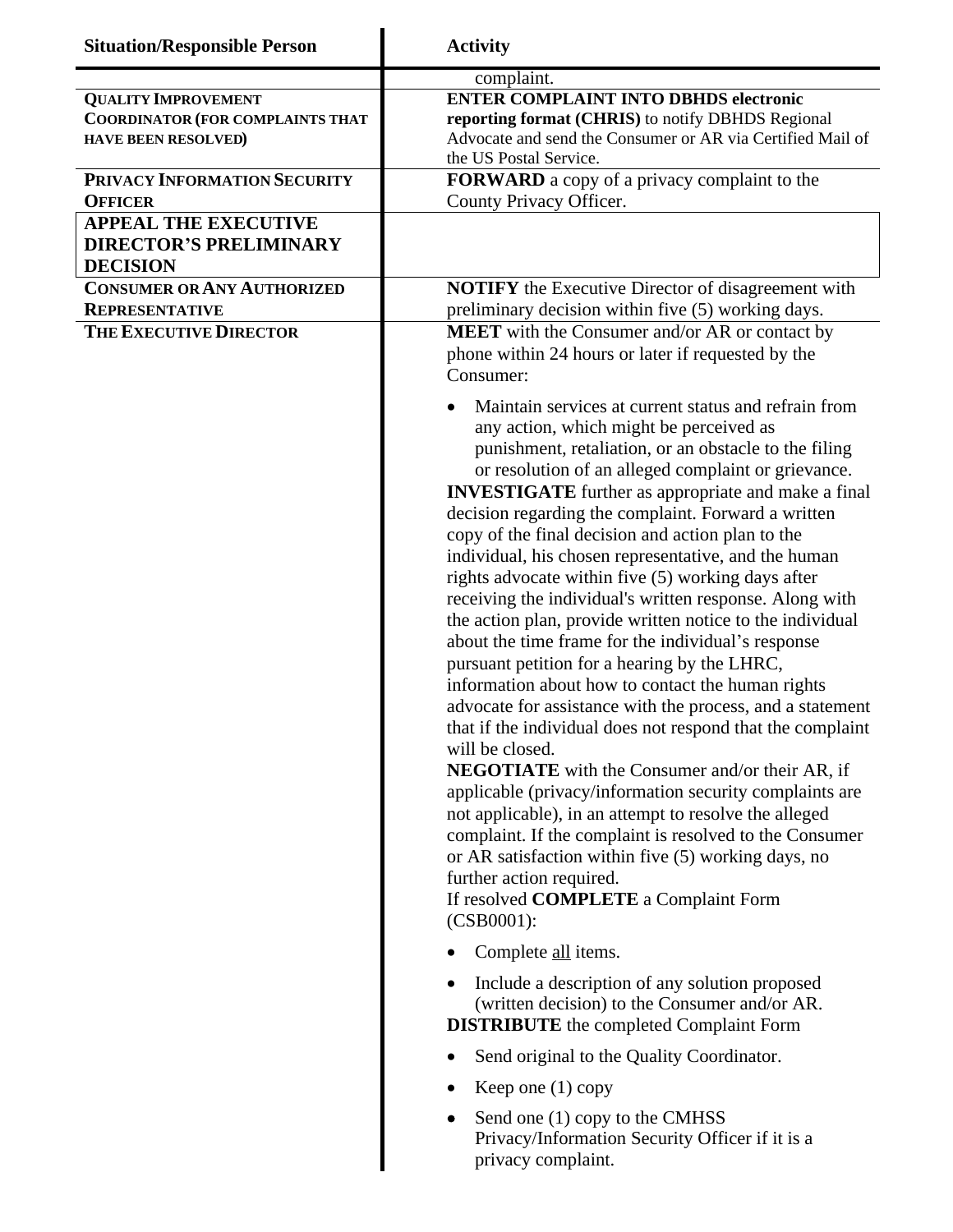| Situation/Responsible Person | Activity |
|---|---|
| | complaint. |
| **QUALITY IMPROVEMENT COORDINATOR (FOR COMPLAINTS THAT HAVE BEEN RESOLVED)** | **ENTER COMPLAINT INTO DBHDS electronic reporting format (CHRIS)** to notify DBHDS Regional Advocate and send the Consumer or AR via Certified Mail of the US Postal Service. |
| **PRIVACY INFORMATION SECURITY OFFICER** | **FORWARD** a copy of a privacy complaint to the County Privacy Officer. |
| **APPEAL THE EXECUTIVE DIRECTOR'S PRELIMINARY DECISION** | |
| **CONSUMER OR ANY AUTHORIZED REPRESENTATIVE** | **NOTIFY** the Executive Director of disagreement with preliminary decision within five (5) working days. |
| **THE EXECUTIVE DIRECTOR** | **MEET** with the Consumer and/or AR or contact by phone within 24 hours or later if requested by the Consumer:<br><br>• Maintain services at current status and refrain from any action, which might be perceived as punishment, retaliation, or an obstacle to the filing or resolution of an alleged complaint or grievance.<br><br>**INVESTIGATE** further as appropriate and make a final decision regarding the complaint. Forward a written copy of the final decision and action plan to the individual, his chosen representative, and the human rights advocate within five (5) working days after receiving the individual's written response. Along with the action plan, provide written notice to the individual about the time frame for the individual's response pursuant petition for a hearing by the LHRC, information about how to contact the human rights advocate for assistance with the process, and a statement that if the individual does not respond that the complaint will be closed.<br><br>**NEGOTIATE** with the Consumer and/or their AR, if applicable (privacy/information security complaints are not applicable), in an attempt to resolve the alleged complaint. If the complaint is resolved to the Consumer or AR satisfaction within five (5) working days, no further action required.<br><br>If resolved **COMPLETE** a Complaint Form (CSB0001):<br><br>• Complete all items.<br><br>• Include a description of any solution proposed (written decision) to the Consumer and/or AR.<br><br>**DISTRIBUTE** the completed Complaint Form<br><br>• Send original to the Quality Coordinator.<br><br>• Keep one (1) copy<br><br>• Send one (1) copy to the CMHSS Privacy/Information Security Officer if it is a privacy complaint. |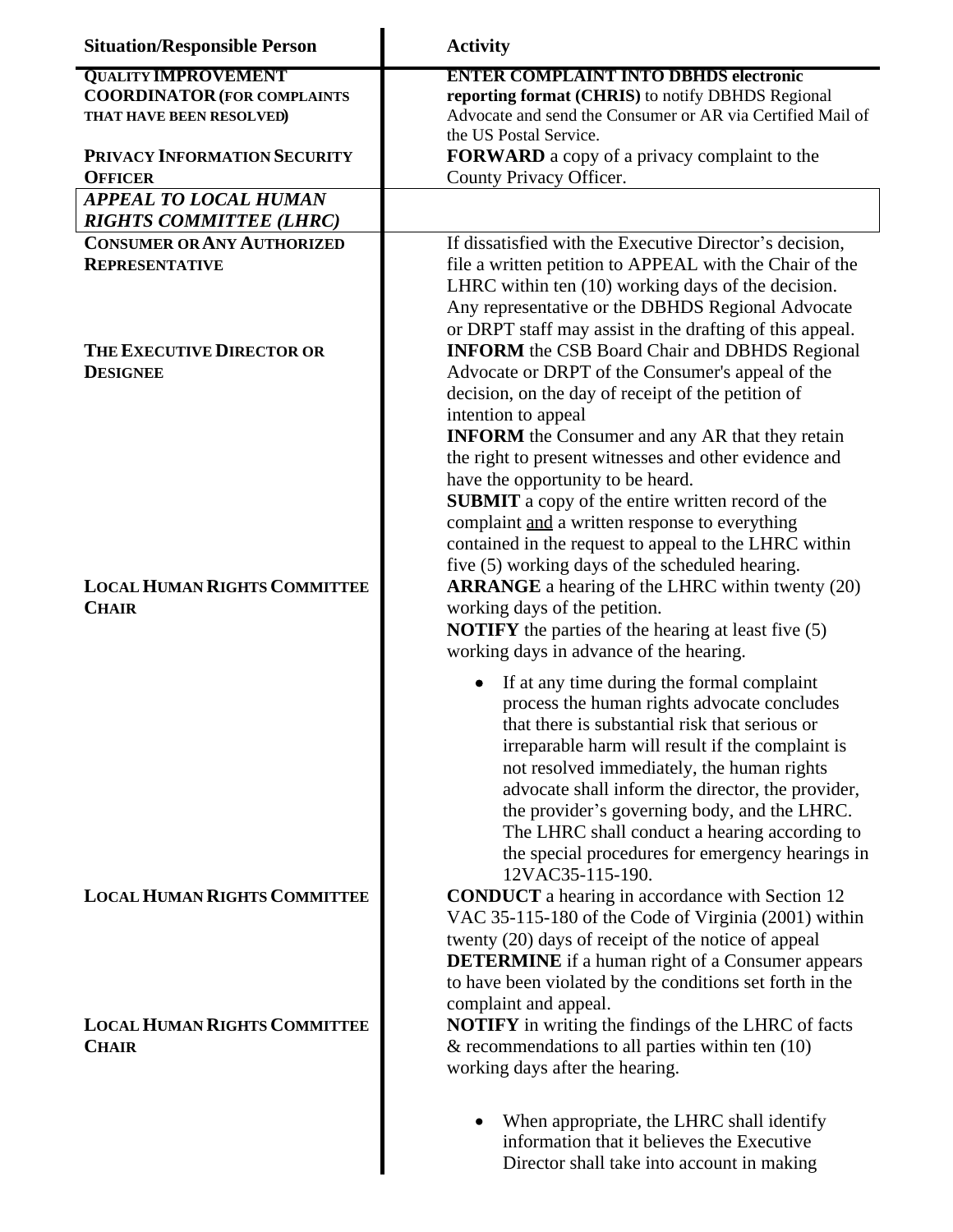| Situation/Responsible Person | Activity |
|---|---|
| **QUALITY IMPROVEMENT COORDINATOR (FOR COMPLAINTS THAT HAVE BEEN RESOLVED)** | **ENTER COMPLAINT INTO DBHDS electronic reporting format (CHRIS)** to notify DBHDS Regional Advocate and send the Consumer or AR via Certified Mail of the US Postal Service. |
| **PRIVACY INFORMATION SECURITY OFFICER** | **FORWARD** a copy of a privacy complaint to the County Privacy Officer. |
| ***APPEAL TO LOCAL HUMAN RIGHTS COMMITTEE (LHRC)*** | |
| **CONSUMER OR ANY AUTHORIZED REPRESENTATIVE** | If dissatisfied with the Executive Director's decision, file a written petition to APPEAL with the Chair of the LHRC within ten (10) working days of the decision. Any representative or the DBHDS Regional Advocate or DRPT staff may assist in the drafting of this appeal. |
| **THE EXECUTIVE DIRECTOR OR DESIGNEE** | **INFORM** the CSB Board Chair and DBHDS Regional Advocate or DRPT of the Consumer's appeal of the decision, on the day of receipt of the petition of intention to appeal<br>**INFORM** the Consumer and any AR that they retain the right to present witnesses and other evidence and have the opportunity to be heard.<br>**SUBMIT** a copy of the entire written record of the complaint <u>and</u> a written response to everything contained in the request to appeal to the LHRC within five (5) working days of the scheduled hearing. |
| **LOCAL HUMAN RIGHTS COMMITTEE CHAIR** | **ARRANGE** a hearing of the LHRC within twenty (20) working days of the petition.<br>**NOTIFY** the parties of the hearing at least five (5) working days in advance of the hearing.<br>• If at any time during the formal complaint process the human rights advocate concludes that there is substantial risk that serious or irreparable harm will result if the complaint is not resolved immediately, the human rights advocate shall inform the director, the provider, the provider's governing body, and the LHRC. The LHRC shall conduct a hearing according to the special procedures for emergency hearings in 12VAC35-115-190. |
| **LOCAL HUMAN RIGHTS COMMITTEE** | **CONDUCT** a hearing in accordance with Section 12 VAC 35-115-180 of the Code of Virginia (2001) within twenty (20) days of receipt of the notice of appeal<br>**DETERMINE** if a human right of a Consumer appears to have been violated by the conditions set forth in the complaint and appeal. |
| **LOCAL HUMAN RIGHTS COMMITTEE CHAIR** | **NOTIFY** in writing the findings of the LHRC of facts & recommendations to all parties within ten (10) working days after the hearing.<br>• When appropriate, the LHRC shall identify information that it believes the Executive Director shall take into account in making |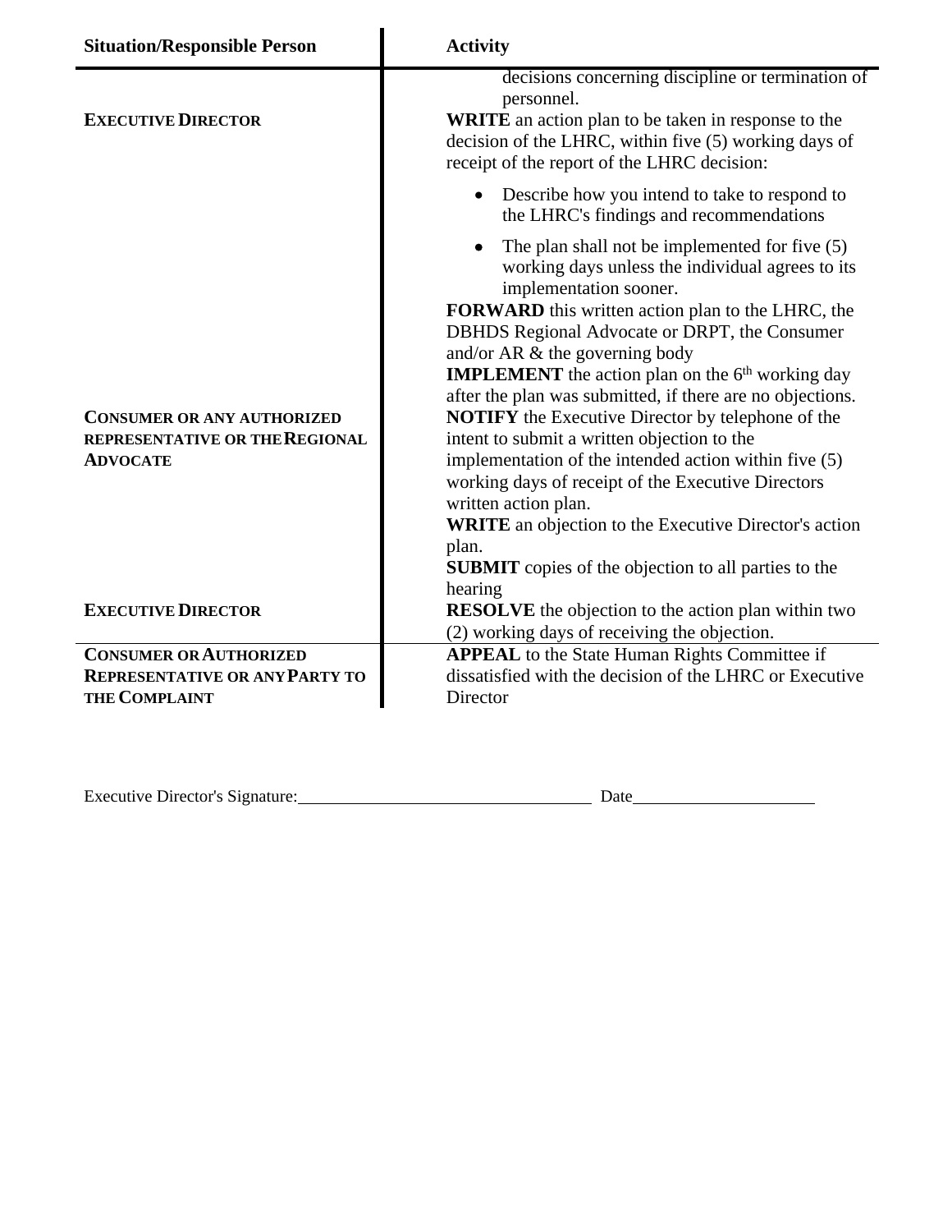| Situation/Responsible Person | Activity |
| --- | --- |
| | decisions concerning discipline or termination of personnel. |
| **EXECUTIVE DIRECTOR** | **WRITE** an action plan to be taken in response to the decision of the LHRC, within five (5) working days of receipt of the report of the LHRC decision:<br>• Describe how you intend to take to respond to the LHRC's findings and recommendations<br>• The plan shall not be implemented for five (5) working days unless the individual agrees to its implementation sooner.<br>**FORWARD** this written action plan to the LHRC, the DBHDS Regional Advocate or DRPT, the Consumer and/or AR & the governing body<br>**IMPLEMENT** the action plan on the 6th working day after the plan was submitted, if there are no objections. |
| **CONSUMER OR ANY AUTHORIZED REPRESENTATIVE OR THE REGIONAL ADVOCATE** | **NOTIFY** the Executive Director by telephone of the intent to submit a written objection to the implementation of the intended action within five (5) working days of receipt of the Executive Directors written action plan.<br>**WRITE** an objection to the Executive Director's action plan.<br>**SUBMIT** copies of the objection to all parties to the hearing |
| **EXECUTIVE DIRECTOR** | **RESOLVE** the objection to the action plan within two (2) working days of receiving the objection. |
| **CONSUMER OR AUTHORIZED REPRESENTATIVE OR ANY PARTY TO THE COMPLAINT** | **APPEAL** to the State Human Rights Committee if dissatisfied with the decision of the LHRC or Executive Director |

Executive Director's Signature:\_\_\_\_\_\_\_\_\_\_\_\_\_\_\_\_\_\_\_\_\_\_\_\_\_\_\_\_\_\_ Date\_\_\_\_\_\_\_\_\_\_\_\_\_\_\_\_\_\_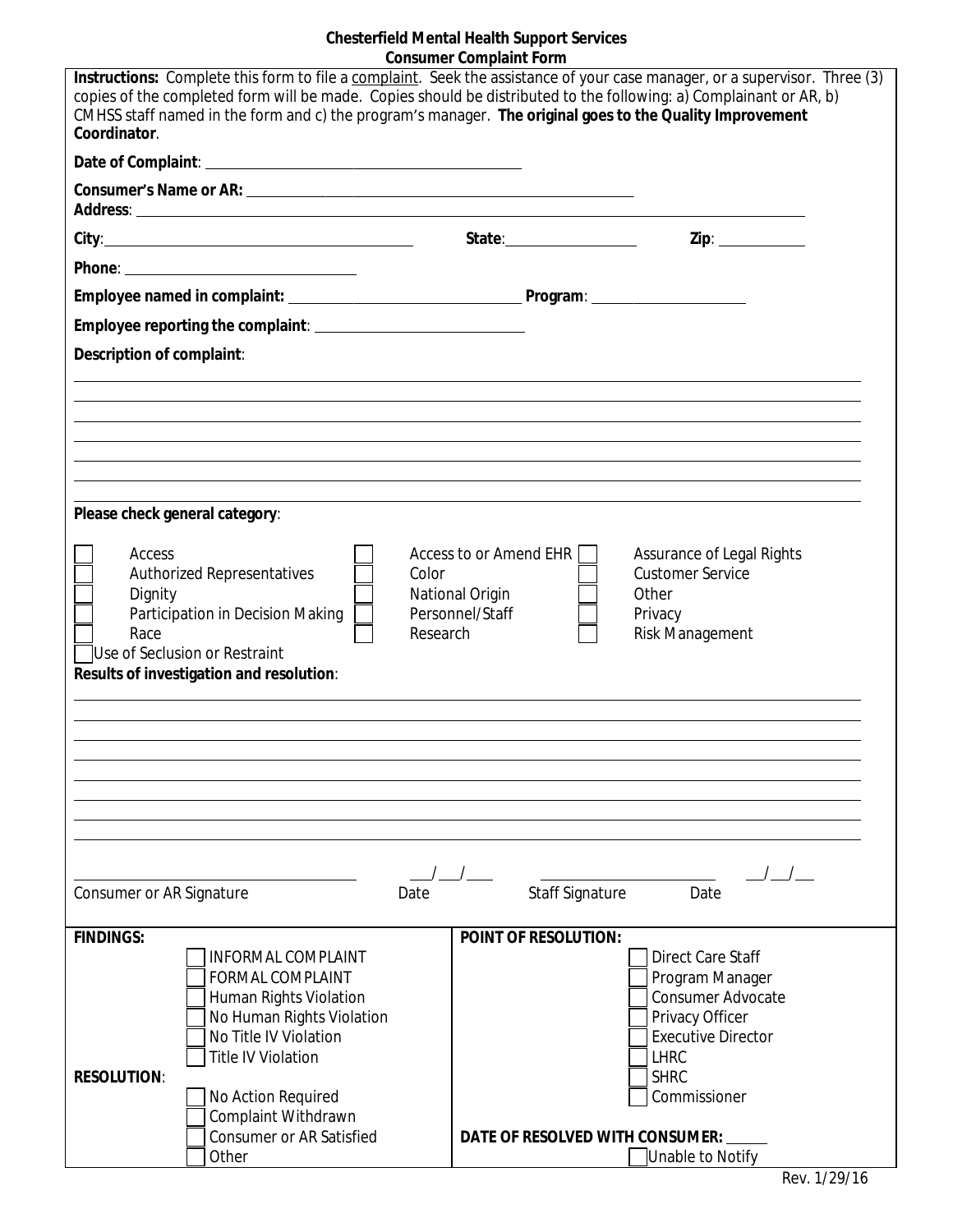# Chesterfield Mental Health Support Services
## Consumer Complaint Form

**Instructions:** Complete this form to file a complaint. Seek the assistance of your case manager, or a supervisor. Three (3) copies of the completed form will be made. Copies should be distributed to the following: a) Complainant or AR, b) CMHSS staff named in the form and c) the program's manager. **The original goes to the Quality Improvement Coordinator**.

**Date of Complaint**: ________________________________

**Consumer's Name or AR:** ________________________________

**Address**: ________________________________

**City**: ________________________ **State**: ____________ **Zip**: __________

**Phone**: ________________________

**Employee named in complaint:** ________________________ **Program**: ________________

**Employee reporting the complaint**: ________________________

**Description of complaint**:

______________________________________________________________________

______________________________________________________________________

______________________________________________________________________

______________________________________________________________________

______________________________________________________________________

______________________________________________________________________

______________________________________________________________________

**Please check general category**:

- ☐ Access
- ☐ Access to or Amend EHR
- ☐ Assurance of Legal Rights
- ☐ Authorized Representatives
- ☐ Color
- ☐ Customer Service
- ☐ Dignity
- ☐ National Origin
- ☐ Other
- ☐ Participation in Decision Making
- ☐ Personnel/Staff
- ☐ Privacy
- ☐ Race
- ☐ Research
- ☐ Risk Management
- ☐ Use of Seclusion or Restraint

**Results of investigation and resolution**:

______________________________________________________________________

______________________________________________________________________

______________________________________________________________________

______________________________________________________________________

______________________________________________________________________

______________________________________________________________________

______________________________________________________________________

______________________________________________________________________

________________________ ___/___/___ ________________________ ___/___/___

Consumer or AR Signature     Date     Staff Signature     Date

**FINDINGS:**

- ☐ INFORMAL COMPLAINT
- ☐ FORMAL COMPLAINT
- ☐ Human Rights Violation
- ☐ No Human Rights Violation
- ☐ No Title IV Violation
- ☐ Title IV Violation

**RESOLUTION**:

- ☐ No Action Required
- ☐ Complaint Withdrawn
- ☐ Consumer or AR Satisfied
- ☐ Other

**POINT OF RESOLUTION:**

- ☐ Direct Care Staff
- ☐ Program Manager
- ☐ Consumer Advocate
- ☐ Privacy Officer
- ☐ Executive Director
- ☐ LHRC
- ☐ SHRC
- ☐ Commissioner

**DATE OF RESOLVED WITH CONSUMER:** _____

- ☐ Unable to Notify

Rev. 1/29/16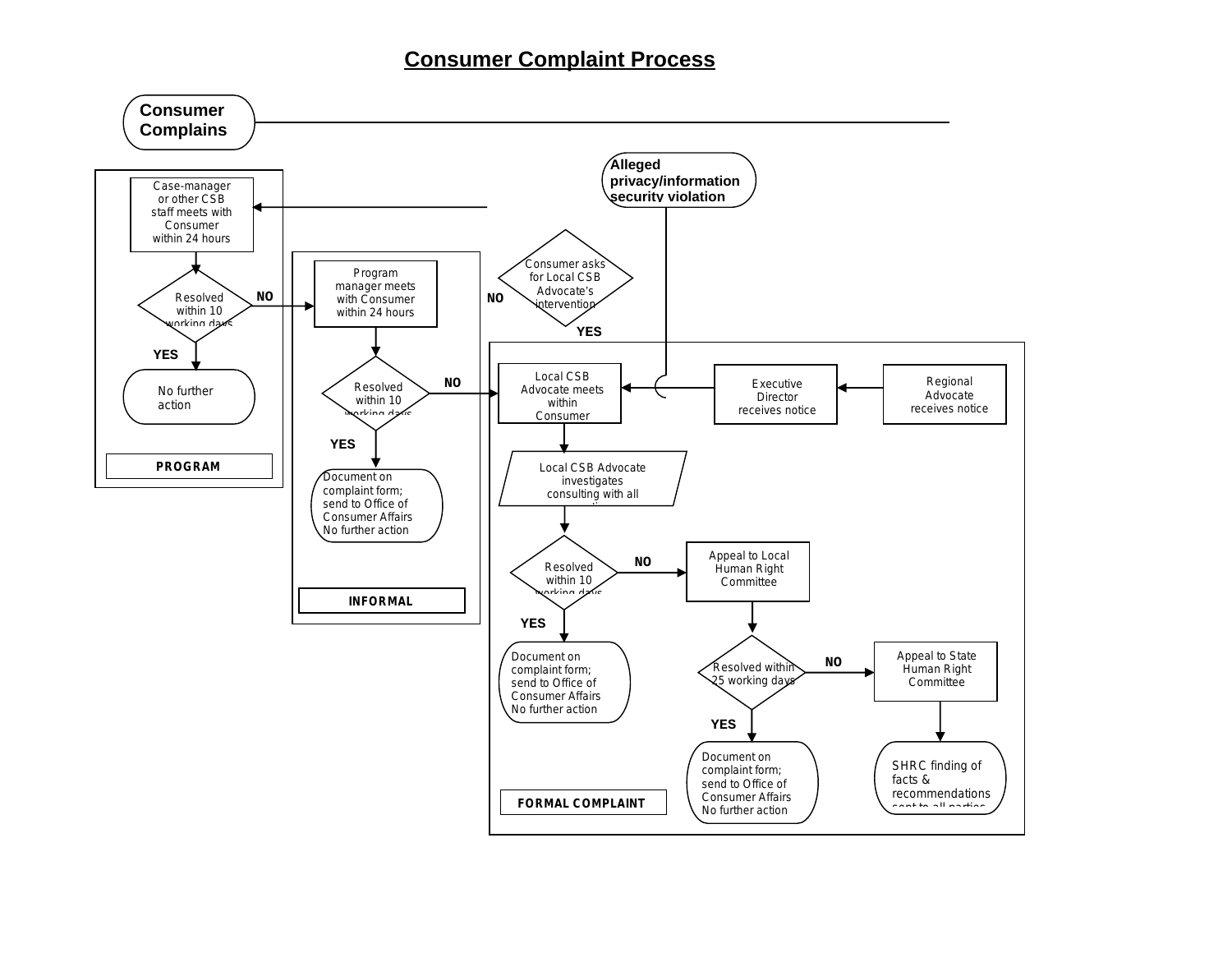# Consumer Complaint Process

Consumer Complains

Alleged privacy/information security violation

Case-manager or other CSB staff meets with Consumer within 24 hours

Resolved within 10 working days

NO

YES

No further action

PROGRAM

Program manager meets with Consumer within 24 hours

Resolved within 10 working days

NO

YES

Document on complaint form; send to Office of Consumer Affairs No further action

INFORMAL

Consumer asks for Local CSB Advocate's intervention

NO

YES

Local CSB Advocate meets within Consumer

Executive Director receives notice

Regional Advocate receives notice

Local CSB Advocate investigates consulting with all

Resolved within 10 working days

NO

Appeal to Local Human Right Committee

YES

Document on complaint form; send to Office of Consumer Affairs No further action

Resolved within 25 working days

NO

Appeal to State Human Right Committee

YES

Document on complaint form; send to Office of Consumer Affairs No further action

SHRC finding of facts & recommendations sent to all parties

FORMAL COMPLAINT